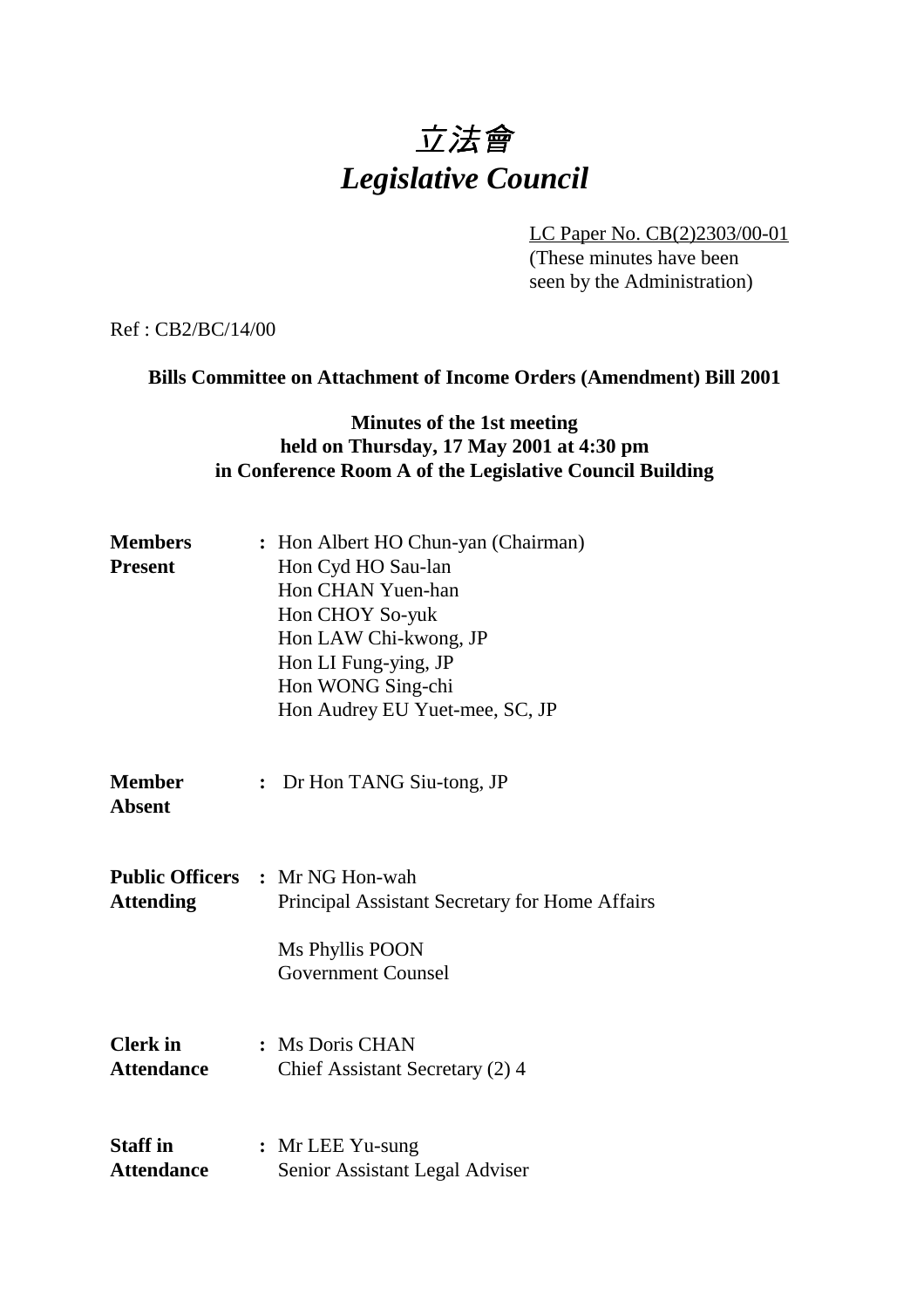# *立法會*
# *Legislative Council*

LC Paper No. CB(2)2303/00-01
(These minutes have been seen by the Administration)

Ref : CB2/BC/14/00

**Bills Committee on Attachment of Income Orders (Amendment) Bill 2001**

**Minutes of the 1st meeting**
**held on Thursday, 17 May 2001 at 4:30 pm**
**in Conference Room A of the Legislative Council Building**

**Members Present** : Hon Albert HO Chun-yan (Chairman)
Hon Cyd HO Sau-lan
Hon CHAN Yuen-han
Hon CHOY So-yuk
Hon LAW Chi-kwong, JP
Hon LI Fung-ying, JP
Hon WONG Sing-chi
Hon Audrey EU Yuet-mee, SC, JP

**Member Absent** : Dr Hon TANG Siu-tong, JP

**Public Officers Attending** : Mr NG Hon-wah
Principal Assistant Secretary for Home Affairs

Ms Phyllis POON
Government Counsel

**Clerk in Attendance** : Ms Doris CHAN
Chief Assistant Secretary (2) 4

**Staff in Attendance** : Mr LEE Yu-sung
Senior Assistant Legal Adviser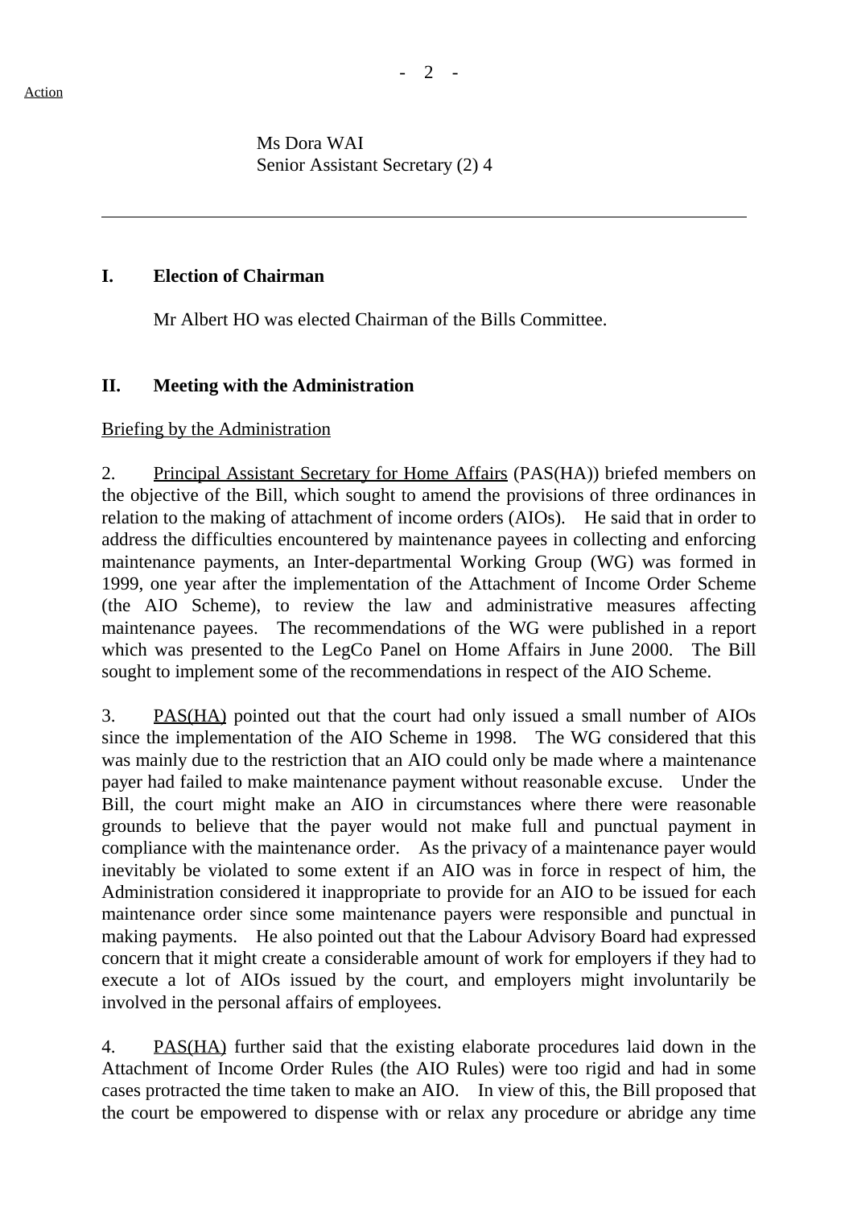Action

Ms Dora WAI
Senior Assistant Secretary (2) 4

---

## I. Election of Chairman

Mr Albert HO was elected Chairman of the Bills Committee.

## II. Meeting with the Administration

Briefing by the Administration

2. Principal Assistant Secretary for Home Affairs (PAS(HA)) briefed members on the objective of the Bill, which sought to amend the provisions of three ordinances in relation to the making of attachment of income orders (AIOs). He said that in order to address the difficulties encountered by maintenance payees in collecting and enforcing maintenance payments, an Inter-departmental Working Group (WG) was formed in 1999, one year after the implementation of the Attachment of Income Order Scheme (the AIO Scheme), to review the law and administrative measures affecting maintenance payees. The recommendations of the WG were published in a report which was presented to the LegCo Panel on Home Affairs in June 2000. The Bill sought to implement some of the recommendations in respect of the AIO Scheme.

3. PAS(HA) pointed out that the court had only issued a small number of AIOs since the implementation of the AIO Scheme in 1998. The WG considered that this was mainly due to the restriction that an AIO could only be made where a maintenance payer had failed to make maintenance payment without reasonable excuse. Under the Bill, the court might make an AIO in circumstances where there were reasonable grounds to believe that the payer would not make full and punctual payment in compliance with the maintenance order. As the privacy of a maintenance payer would inevitably be violated to some extent if an AIO was in force in respect of him, the Administration considered it inappropriate to provide for an AIO to be issued for each maintenance order since some maintenance payers were responsible and punctual in making payments. He also pointed out that the Labour Advisory Board had expressed concern that it might create a considerable amount of work for employers if they had to execute a lot of AIOs issued by the court, and employers might involuntarily be involved in the personal affairs of employees.

4. PAS(HA) further said that the existing elaborate procedures laid down in the Attachment of Income Order Rules (the AIO Rules) were too rigid and had in some cases protracted the time taken to make an AIO. In view of this, the Bill proposed that the court be empowered to dispense with or relax any procedure or abridge any time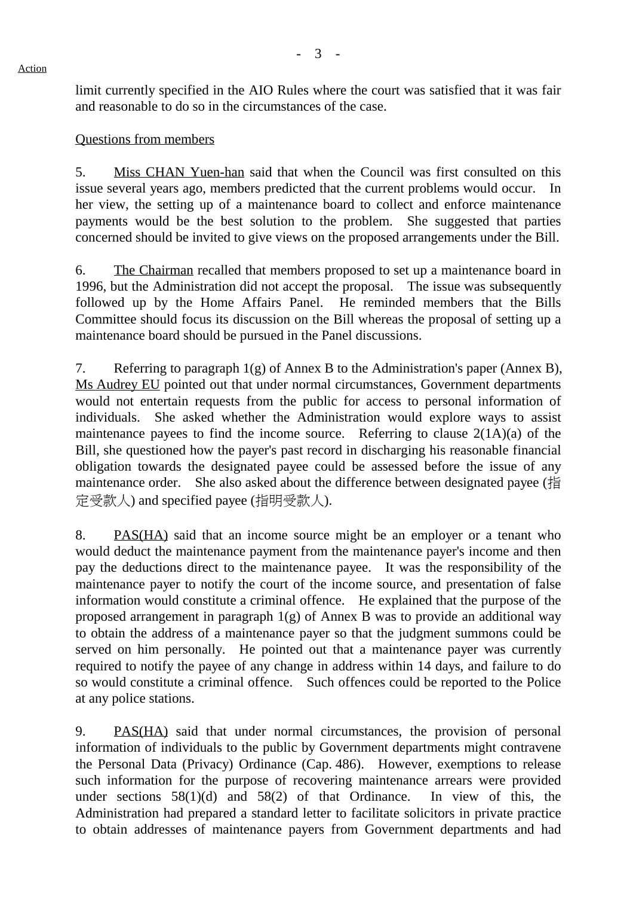Action

limit currently specified in the AIO Rules where the court was satisfied that it was fair and reasonable to do so in the circumstances of the case.

Questions from members

5. Miss CHAN Yuen-han said that when the Council was first consulted on this issue several years ago, members predicted that the current problems would occur. In her view, the setting up of a maintenance board to collect and enforce maintenance payments would be the best solution to the problem. She suggested that parties concerned should be invited to give views on the proposed arrangements under the Bill.

6. The Chairman recalled that members proposed to set up a maintenance board in 1996, but the Administration did not accept the proposal. The issue was subsequently followed up by the Home Affairs Panel. He reminded members that the Bills Committee should focus its discussion on the Bill whereas the proposal of setting up a maintenance board should be pursued in the Panel discussions.

7. Referring to paragraph 1(g) of Annex B to the Administration's paper (Annex B), Ms Audrey EU pointed out that under normal circumstances, Government departments would not entertain requests from the public for access to personal information of individuals. She asked whether the Administration would explore ways to assist maintenance payees to find the income source. Referring to clause 2(1A)(a) of the Bill, she questioned how the payer's past record in discharging his reasonable financial obligation towards the designated payee could be assessed before the issue of any maintenance order. She also asked about the difference between designated payee (指定受款人) and specified payee (指明受款人).

8. PAS(HA) said that an income source might be an employer or a tenant who would deduct the maintenance payment from the maintenance payer's income and then pay the deductions direct to the maintenance payee. It was the responsibility of the maintenance payer to notify the court of the income source, and presentation of false information would constitute a criminal offence. He explained that the purpose of the proposed arrangement in paragraph 1(g) of Annex B was to provide an additional way to obtain the address of a maintenance payer so that the judgment summons could be served on him personally. He pointed out that a maintenance payer was currently required to notify the payee of any change in address within 14 days, and failure to do so would constitute a criminal offence. Such offences could be reported to the Police at any police stations.

9. PAS(HA) said that under normal circumstances, the provision of personal information of individuals to the public by Government departments might contravene the Personal Data (Privacy) Ordinance (Cap. 486). However, exemptions to release such information for the purpose of recovering maintenance arrears were provided under sections 58(1)(d) and 58(2) of that Ordinance. In view of this, the Administration had prepared a standard letter to facilitate solicitors in private practice to obtain addresses of maintenance payers from Government departments and had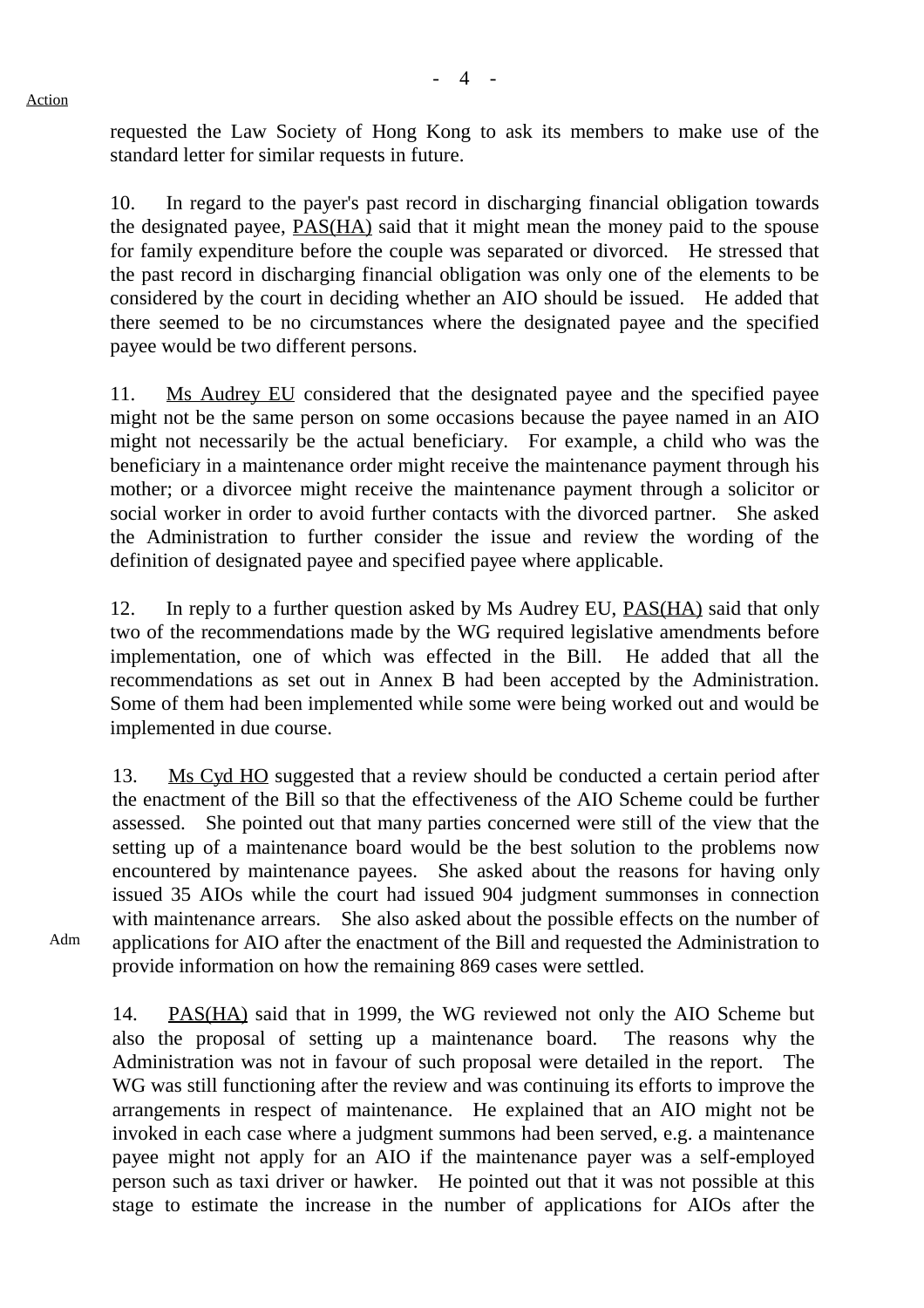requested the Law Society of Hong Kong to ask its members to make use of the standard letter for similar requests in future.

10. In regard to the payer's past record in discharging financial obligation towards the designated payee, PAS(HA) said that it might mean the money paid to the spouse for family expenditure before the couple was separated or divorced. He stressed that the past record in discharging financial obligation was only one of the elements to be considered by the court in deciding whether an AIO should be issued. He added that there seemed to be no circumstances where the designated payee and the specified payee would be two different persons.

11. Ms Audrey EU considered that the designated payee and the specified payee might not be the same person on some occasions because the payee named in an AIO might not necessarily be the actual beneficiary. For example, a child who was the beneficiary in a maintenance order might receive the maintenance payment through his mother; or a divorcee might receive the maintenance payment through a solicitor or social worker in order to avoid further contacts with the divorced partner. She asked the Administration to further consider the issue and review the wording of the definition of designated payee and specified payee where applicable.

12. In reply to a further question asked by Ms Audrey EU, PAS(HA) said that only two of the recommendations made by the WG required legislative amendments before implementation, one of which was effected in the Bill. He added that all the recommendations as set out in Annex B had been accepted by the Administration. Some of them had been implemented while some were being worked out and would be implemented in due course.

13. Ms Cyd HO suggested that a review should be conducted a certain period after the enactment of the Bill so that the effectiveness of the AIO Scheme could be further assessed. She pointed out that many parties concerned were still of the view that the setting up of a maintenance board would be the best solution to the problems now encountered by maintenance payees. She asked about the reasons for having only issued 35 AIOs while the court had issued 904 judgment summonses in connection with maintenance arrears. She also asked about the possible effects on the number of applications for AIO after the enactment of the Bill and requested the Administration to provide information on how the remaining 869 cases were settled.

Action: Adm

14. PAS(HA) said that in 1999, the WG reviewed not only the AIO Scheme but also the proposal of setting up a maintenance board. The reasons why the Administration was not in favour of such proposal were detailed in the report. The WG was still functioning after the review and was continuing its efforts to improve the arrangements in respect of maintenance. He explained that an AIO might not be invoked in each case where a judgment summons had been served, e.g. a maintenance payee might not apply for an AIO if the maintenance payer was a self-employed person such as taxi driver or hawker. He pointed out that it was not possible at this stage to estimate the increase in the number of applications for AIOs after the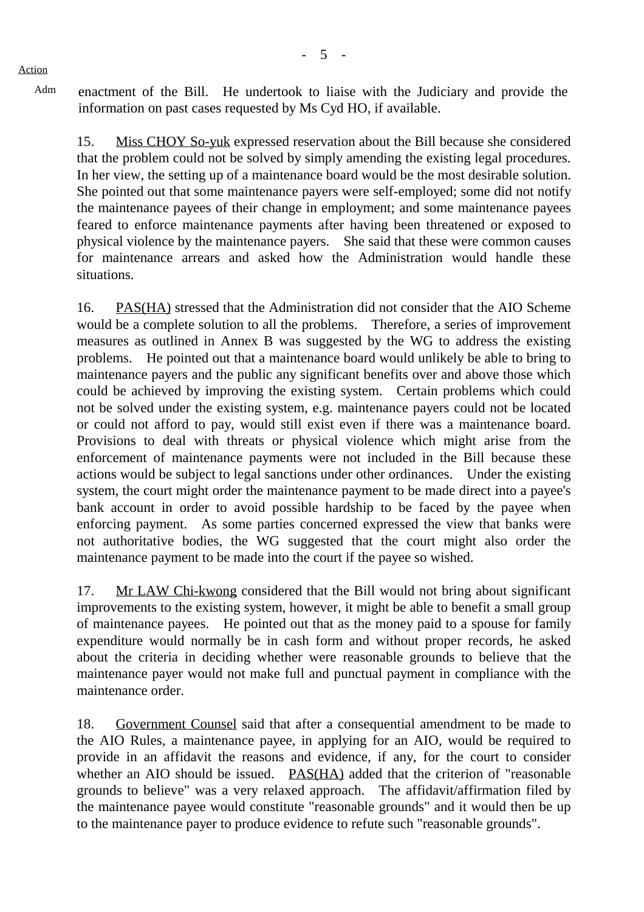Action

Adm enactment of the Bill. He undertook to liaise with the Judiciary and provide the information on past cases requested by Ms Cyd HO, if available.

15. Miss CHOY So-yuk expressed reservation about the Bill because she considered that the problem could not be solved by simply amending the existing legal procedures. In her view, the setting up of a maintenance board would be the most desirable solution. She pointed out that some maintenance payers were self-employed; some did not notify the maintenance payees of their change in employment; and some maintenance payees feared to enforce maintenance payments after having been threatened or exposed to physical violence by the maintenance payers. She said that these were common causes for maintenance arrears and asked how the Administration would handle these situations.

16. PAS(HA) stressed that the Administration did not consider that the AIO Scheme would be a complete solution to all the problems. Therefore, a series of improvement measures as outlined in Annex B was suggested by the WG to address the existing problems. He pointed out that a maintenance board would unlikely be able to bring to maintenance payers and the public any significant benefits over and above those which could be achieved by improving the existing system. Certain problems which could not be solved under the existing system, e.g. maintenance payers could not be located or could not afford to pay, would still exist even if there was a maintenance board. Provisions to deal with threats or physical violence which might arise from the enforcement of maintenance payments were not included in the Bill because these actions would be subject to legal sanctions under other ordinances. Under the existing system, the court might order the maintenance payment to be made direct into a payee's bank account in order to avoid possible hardship to be faced by the payee when enforcing payment. As some parties concerned expressed the view that banks were not authoritative bodies, the WG suggested that the court might also order the maintenance payment to be made into the court if the payee so wished.

17. Mr LAW Chi-kwong considered that the Bill would not bring about significant improvements to the existing system, however, it might be able to benefit a small group of maintenance payees. He pointed out that as the money paid to a spouse for family expenditure would normally be in cash form and without proper records, he asked about the criteria in deciding whether were reasonable grounds to believe that the maintenance payer would not make full and punctual payment in compliance with the maintenance order.

18. Government Counsel said that after a consequential amendment to be made to the AIO Rules, a maintenance payee, in applying for an AIO, would be required to provide in an affidavit the reasons and evidence, if any, for the court to consider whether an AIO should be issued. PAS(HA) added that the criterion of "reasonable grounds to believe" was a very relaxed approach. The affidavit/affirmation filed by the maintenance payee would constitute "reasonable grounds" and it would then be up to the maintenance payer to produce evidence to refute such "reasonable grounds".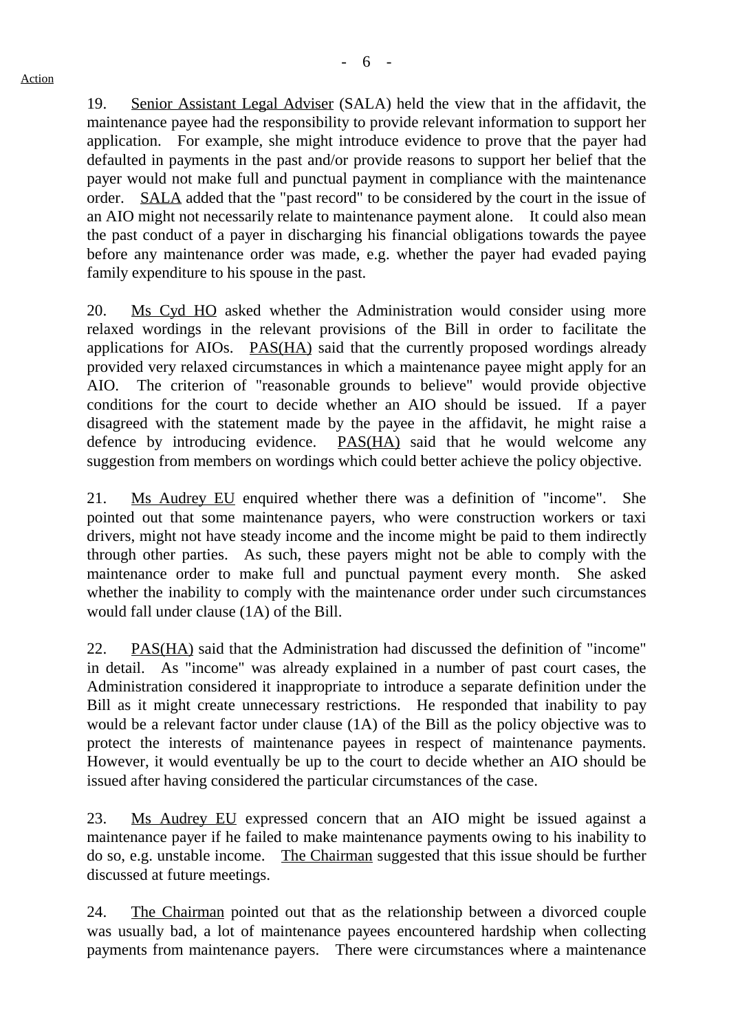19. Senior Assistant Legal Adviser (SALA) held the view that in the affidavit, the maintenance payee had the responsibility to provide relevant information to support her application. For example, she might introduce evidence to prove that the payer had defaulted in payments in the past and/or provide reasons to support her belief that the payer would not make full and punctual payment in compliance with the maintenance order. SALA added that the "past record" to be considered by the court in the issue of an AIO might not necessarily relate to maintenance payment alone. It could also mean the past conduct of a payer in discharging his financial obligations towards the payee before any maintenance order was made, e.g. whether the payer had evaded paying family expenditure to his spouse in the past.

20. Ms Cyd HO asked whether the Administration would consider using more relaxed wordings in the relevant provisions of the Bill in order to facilitate the applications for AIOs. PAS(HA) said that the currently proposed wordings already provided very relaxed circumstances in which a maintenance payee might apply for an AIO. The criterion of "reasonable grounds to believe" would provide objective conditions for the court to decide whether an AIO should be issued. If a payer disagreed with the statement made by the payee in the affidavit, he might raise a defence by introducing evidence. PAS(HA) said that he would welcome any suggestion from members on wordings which could better achieve the policy objective.

21. Ms Audrey EU enquired whether there was a definition of "income". She pointed out that some maintenance payers, who were construction workers or taxi drivers, might not have steady income and the income might be paid to them indirectly through other parties. As such, these payers might not be able to comply with the maintenance order to make full and punctual payment every month. She asked whether the inability to comply with the maintenance order under such circumstances would fall under clause (1A) of the Bill.

22. PAS(HA) said that the Administration had discussed the definition of "income" in detail. As "income" was already explained in a number of past court cases, the Administration considered it inappropriate to introduce a separate definition under the Bill as it might create unnecessary restrictions. He responded that inability to pay would be a relevant factor under clause (1A) of the Bill as the policy objective was to protect the interests of maintenance payees in respect of maintenance payments. However, it would eventually be up to the court to decide whether an AIO should be issued after having considered the particular circumstances of the case.

23. Ms Audrey EU expressed concern that an AIO might be issued against a maintenance payer if he failed to make maintenance payments owing to his inability to do so, e.g. unstable income. The Chairman suggested that this issue should be further discussed at future meetings.

24. The Chairman pointed out that as the relationship between a divorced couple was usually bad, a lot of maintenance payees encountered hardship when collecting payments from maintenance payers. There were circumstances where a maintenance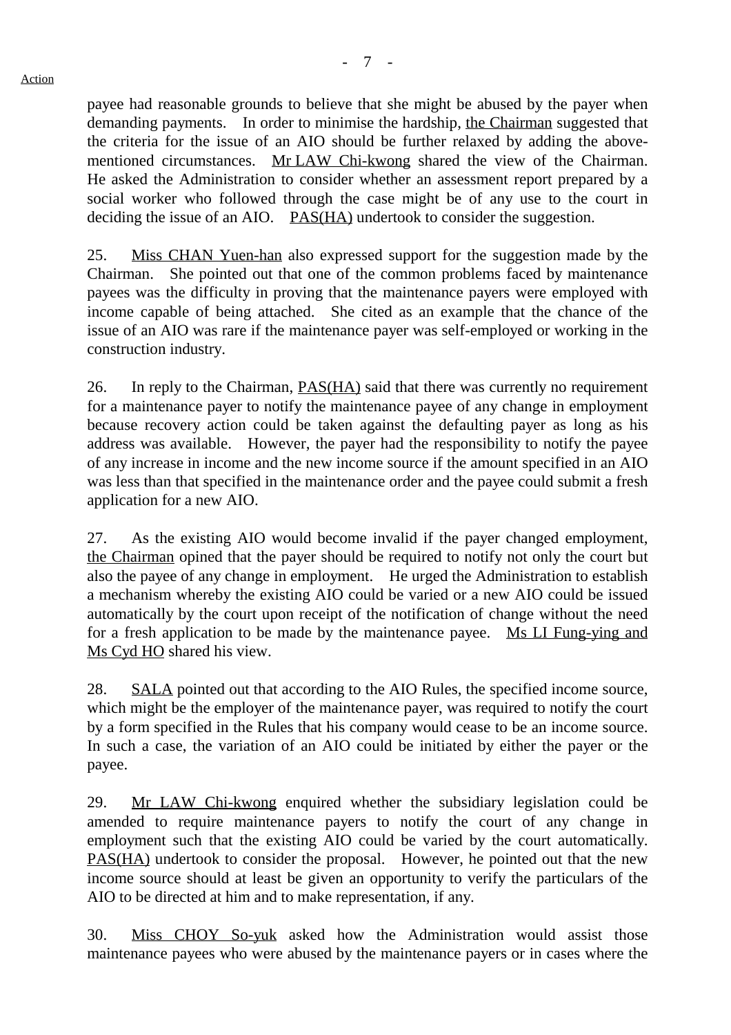payee had reasonable grounds to believe that she might be abused by the payer when demanding payments. In order to minimise the hardship, the Chairman suggested that the criteria for the issue of an AIO should be further relaxed by adding the above-mentioned circumstances. Mr LAW Chi-kwong shared the view of the Chairman. He asked the Administration to consider whether an assessment report prepared by a social worker who followed through the case might be of any use to the court in deciding the issue of an AIO. PAS(HA) undertook to consider the suggestion.

25. Miss CHAN Yuen-han also expressed support for the suggestion made by the Chairman. She pointed out that one of the common problems faced by maintenance payees was the difficulty in proving that the maintenance payers were employed with income capable of being attached. She cited as an example that the chance of the issue of an AIO was rare if the maintenance payer was self-employed or working in the construction industry.

26. In reply to the Chairman, PAS(HA) said that there was currently no requirement for a maintenance payer to notify the maintenance payee of any change in employment because recovery action could be taken against the defaulting payer as long as his address was available. However, the payer had the responsibility to notify the payee of any increase in income and the new income source if the amount specified in an AIO was less than that specified in the maintenance order and the payee could submit a fresh application for a new AIO.

27. As the existing AIO would become invalid if the payer changed employment, the Chairman opined that the payer should be required to notify not only the court but also the payee of any change in employment. He urged the Administration to establish a mechanism whereby the existing AIO could be varied or a new AIO could be issued automatically by the court upon receipt of the notification of change without the need for a fresh application to be made by the maintenance payee. Ms LI Fung-ying and Ms Cyd HO shared his view.

28. SALA pointed out that according to the AIO Rules, the specified income source, which might be the employer of the maintenance payer, was required to notify the court by a form specified in the Rules that his company would cease to be an income source. In such a case, the variation of an AIO could be initiated by either the payer or the payee.

29. Mr LAW Chi-kwong enquired whether the subsidiary legislation could be amended to require maintenance payers to notify the court of any change in employment such that the existing AIO could be varied by the court automatically. PAS(HA) undertook to consider the proposal. However, he pointed out that the new income source should at least be given an opportunity to verify the particulars of the AIO to be directed at him and to make representation, if any.

30. Miss CHOY So-yuk asked how the Administration would assist those maintenance payees who were abused by the maintenance payers or in cases where the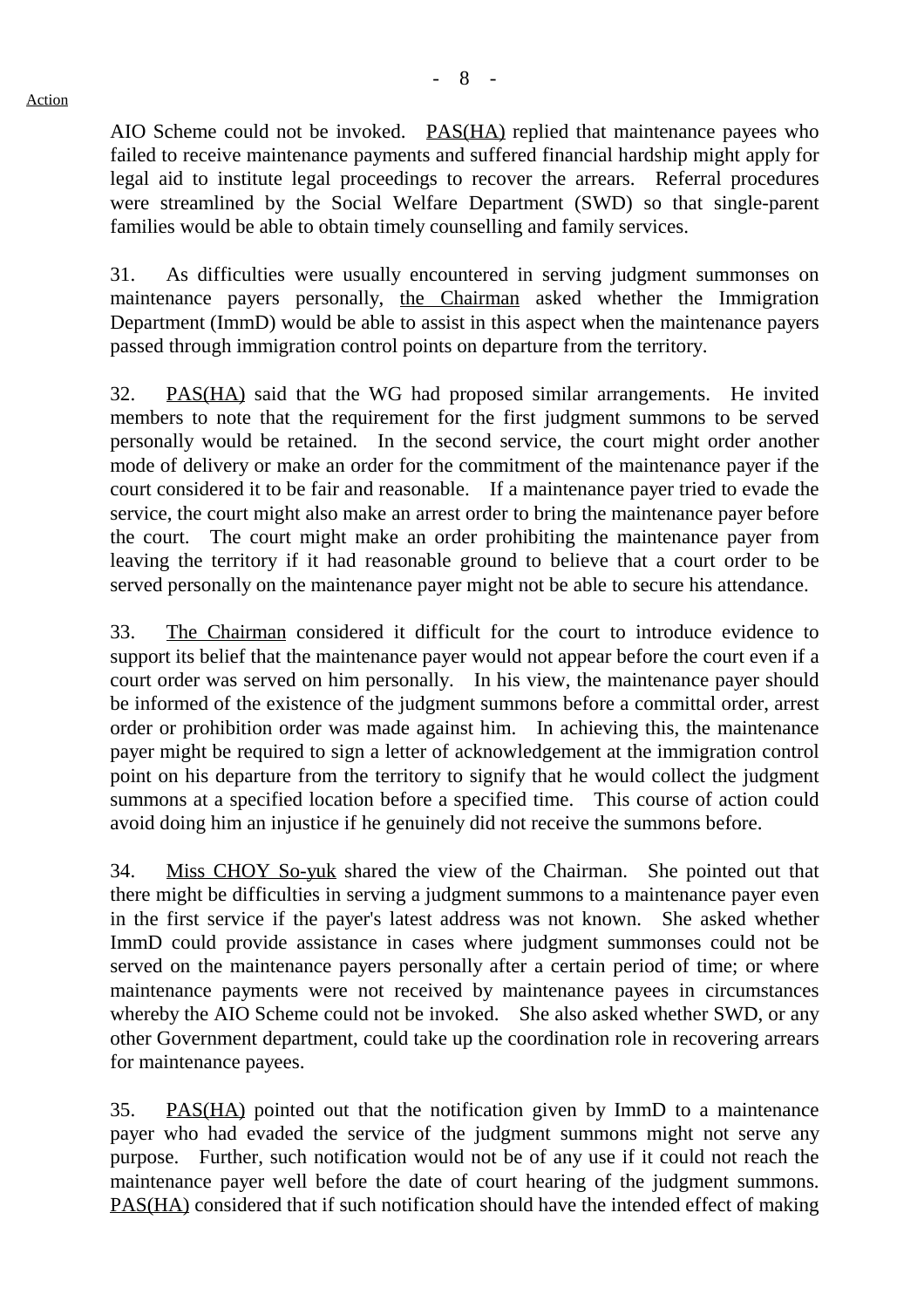AIO Scheme could not be invoked. PAS(HA) replied that maintenance payees who failed to receive maintenance payments and suffered financial hardship might apply for legal aid to institute legal proceedings to recover the arrears. Referral procedures were streamlined by the Social Welfare Department (SWD) so that single-parent families would be able to obtain timely counselling and family services.

31. As difficulties were usually encountered in serving judgment summonses on maintenance payers personally, the Chairman asked whether the Immigration Department (ImmD) would be able to assist in this aspect when the maintenance payers passed through immigration control points on departure from the territory.

32. PAS(HA) said that the WG had proposed similar arrangements. He invited members to note that the requirement for the first judgment summons to be served personally would be retained. In the second service, the court might order another mode of delivery or make an order for the commitment of the maintenance payer if the court considered it to be fair and reasonable. If a maintenance payer tried to evade the service, the court might also make an arrest order to bring the maintenance payer before the court. The court might make an order prohibiting the maintenance payer from leaving the territory if it had reasonable ground to believe that a court order to be served personally on the maintenance payer might not be able to secure his attendance.

33. The Chairman considered it difficult for the court to introduce evidence to support its belief that the maintenance payer would not appear before the court even if a court order was served on him personally. In his view, the maintenance payer should be informed of the existence of the judgment summons before a committal order, arrest order or prohibition order was made against him. In achieving this, the maintenance payer might be required to sign a letter of acknowledgement at the immigration control point on his departure from the territory to signify that he would collect the judgment summons at a specified location before a specified time. This course of action could avoid doing him an injustice if he genuinely did not receive the summons before.

34. Miss CHOY So-yuk shared the view of the Chairman. She pointed out that there might be difficulties in serving a judgment summons to a maintenance payer even in the first service if the payer's latest address was not known. She asked whether ImmD could provide assistance in cases where judgment summonses could not be served on the maintenance payers personally after a certain period of time; or where maintenance payments were not received by maintenance payees in circumstances whereby the AIO Scheme could not be invoked. She also asked whether SWD, or any other Government department, could take up the coordination role in recovering arrears for maintenance payees.

35. PAS(HA) pointed out that the notification given by ImmD to a maintenance payer who had evaded the service of the judgment summons might not serve any purpose. Further, such notification would not be of any use if it could not reach the maintenance payer well before the date of court hearing of the judgment summons. PAS(HA) considered that if such notification should have the intended effect of making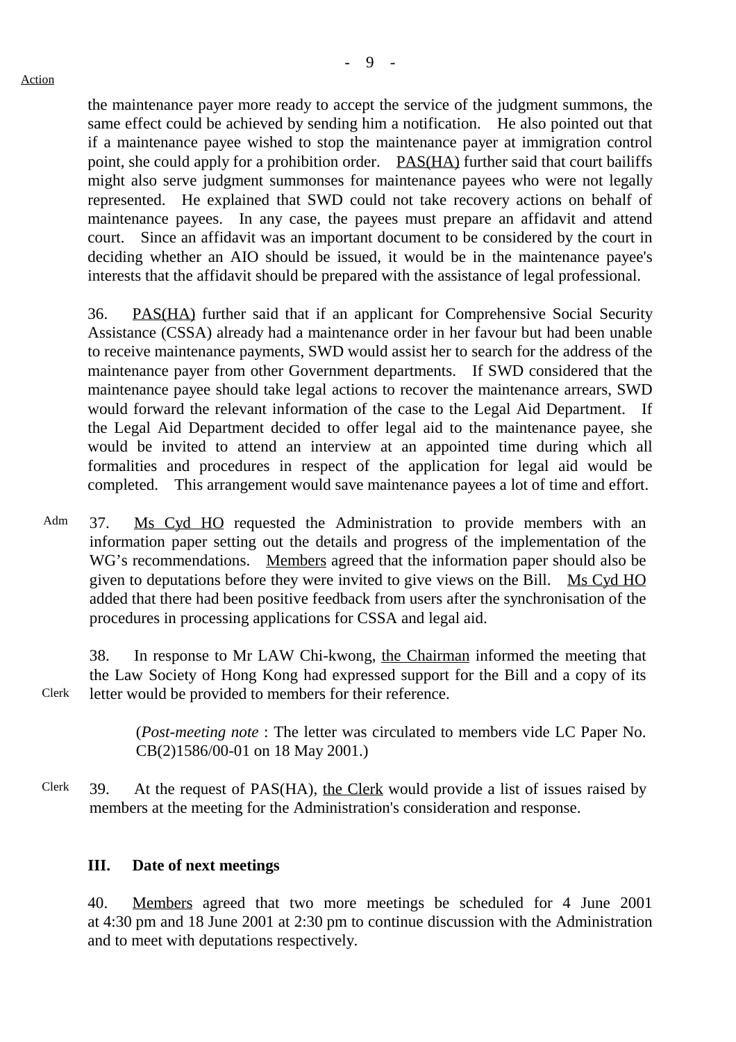Action

the maintenance payer more ready to accept the service of the judgment summons, the same effect could be achieved by sending him a notification. He also pointed out that if a maintenance payee wished to stop the maintenance payer at immigration control point, she could apply for a prohibition order. PAS(HA) further said that court bailiffs might also serve judgment summonses for maintenance payees who were not legally represented. He explained that SWD could not take recovery actions on behalf of maintenance payees. In any case, the payees must prepare an affidavit and attend court. Since an affidavit was an important document to be considered by the court in deciding whether an AIO should be issued, it would be in the maintenance payee's interests that the affidavit should be prepared with the assistance of legal professional.

36. PAS(HA) further said that if an applicant for Comprehensive Social Security Assistance (CSSA) already had a maintenance order in her favour but had been unable to receive maintenance payments, SWD would assist her to search for the address of the maintenance payer from other Government departments. If SWD considered that the maintenance payee should take legal actions to recover the maintenance arrears, SWD would forward the relevant information of the case to the Legal Aid Department. If the Legal Aid Department decided to offer legal aid to the maintenance payee, she would be invited to attend an interview at an appointed time during which all formalities and procedures in respect of the application for legal aid would be completed. This arrangement would save maintenance payees a lot of time and effort.

Adm

37. Ms Cyd HO requested the Administration to provide members with an information paper setting out the details and progress of the implementation of the WG's recommendations. Members agreed that the information paper should also be given to deputations before they were invited to give views on the Bill. Ms Cyd HO added that there had been positive feedback from users after the synchronisation of the procedures in processing applications for CSSA and legal aid.

Clerk

38. In response to Mr LAW Chi-kwong, the Chairman informed the meeting that the Law Society of Hong Kong had expressed support for the Bill and a copy of its letter would be provided to members for their reference.

(*Post-meeting note* : The letter was circulated to members vide LC Paper No. CB(2)1586/00-01 on 18 May 2001.)

Clerk

39. At the request of PAS(HA), the Clerk would provide a list of issues raised by members at the meeting for the Administration's consideration and response.

**III. Date of next meetings**

40. Members agreed that two more meetings be scheduled for 4 June 2001 at 4:30 pm and 18 June 2001 at 2:30 pm to continue discussion with the Administration and to meet with deputations respectively.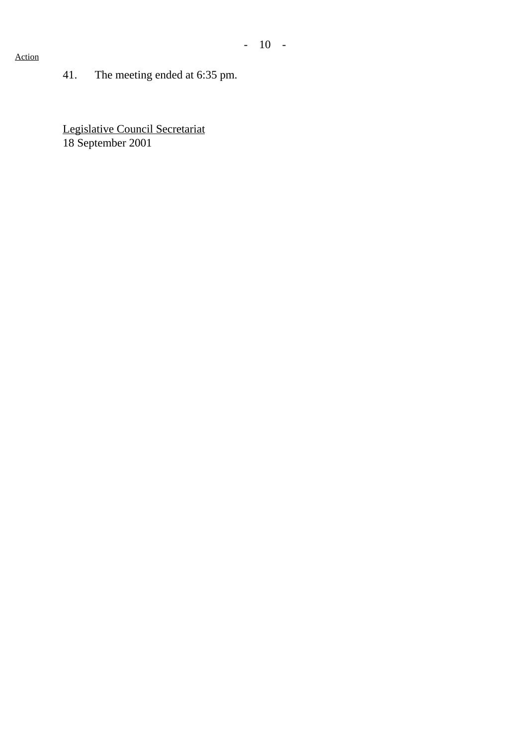Action

41. The meeting ended at 6:35 pm.

Legislative Council Secretariat
18 September 2001